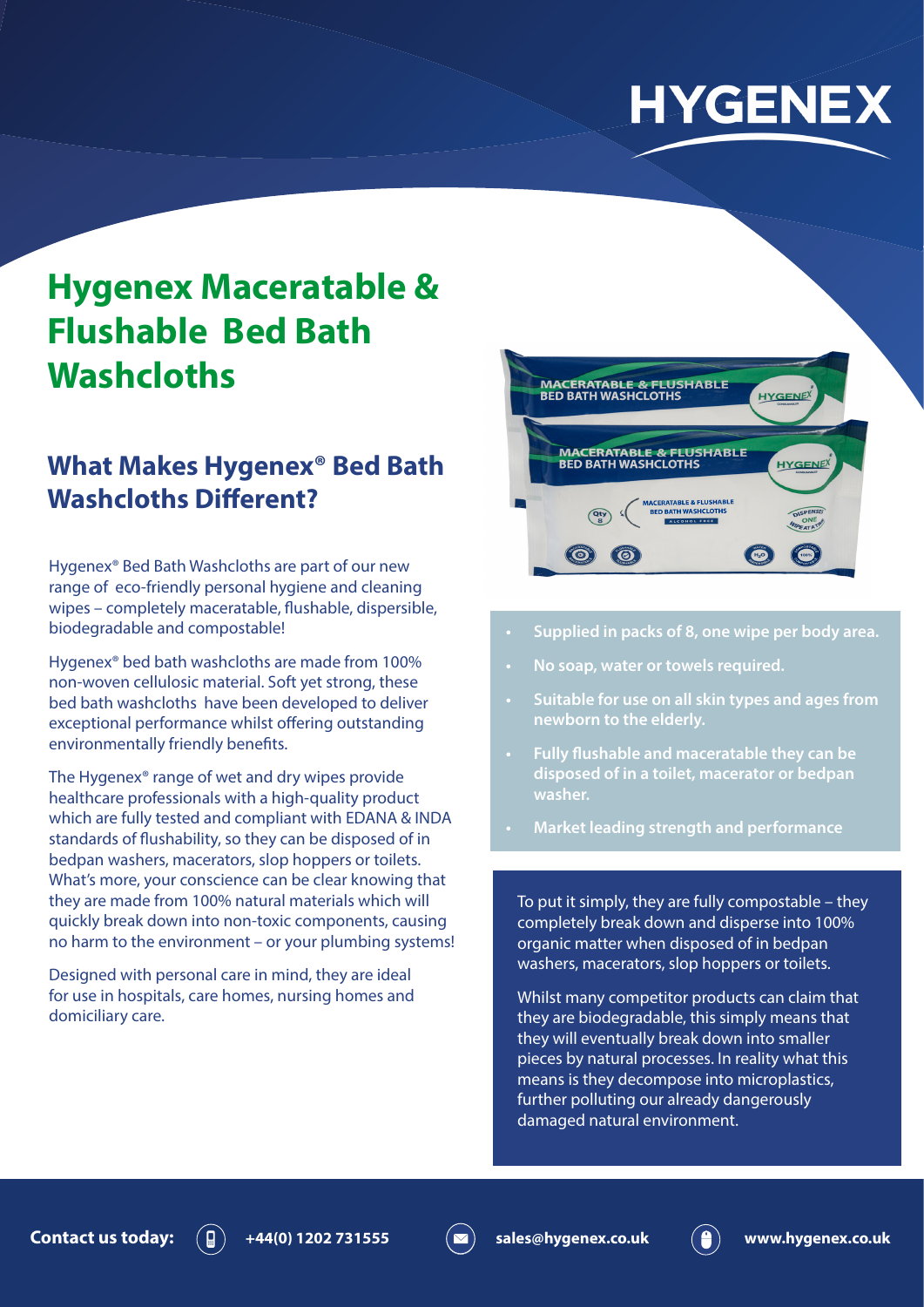# Hygenex Maceratable & Flushable Bed Bath Washcloths

## What Makes Hygenex® Bed Bath Washcloths Different?

Hygenex® Bed Bath Washcloths are part of our new range of eco-friendly personal hygiene and cleaning wipes – completely maceratable, flushable, dispersible, biodegradable and compostable!

Hygenex® bed bath washcloths are made from 100% non-woven cellulosic material. Soft yet strong, these bed bath washcloths have been developed to deliver exceptional performance whilst offering outstanding environmentally friendly benefits.

The Hygenex® range of wet and dry wipes provide healthcare professionals with a high-quality product which are fully tested and compliant with EDANA & INDA standards of flushability, so they can be disposed of in bedpan washers, macerators, slop hoppers or toilets. What's more, your conscience can be clear knowing that they are made from 100% natural materials which will quickly break down into non-toxic components, causing no harm to the environment – or your plumbing systems!

Designed with personal care in mind, they are ideal for use in hospitals, care homes, nursing homes and domiciliary care.

- **Supplied in packs of 8, one wipe per body area.**
- **No soap, water or towels required.**
- **Suitable for use on all skin types and ages from newborn to the elderly.**
- **Fully flushable and maceratable they can be disposed of in a toilet, macerator or bedpan washer.**
- **Market leading strength and performance**

To put it simply, they are fully compostable – they completely break down and disperse into 100% organic matter when disposed of in bedpan washers, macerators, slop hoppers or toilets.

Whilst many competitor products can claim that they are biodegradable, this simply means that they will eventually break down into smaller pieces by natural processes. In reality what this means is they decompose into microplastics, further polluting our already dangerously damaged natural environment.

**Contact us today:** +44(0) 1202 731555 | sales@hygenex.co.uk | www.hygenex.co.uk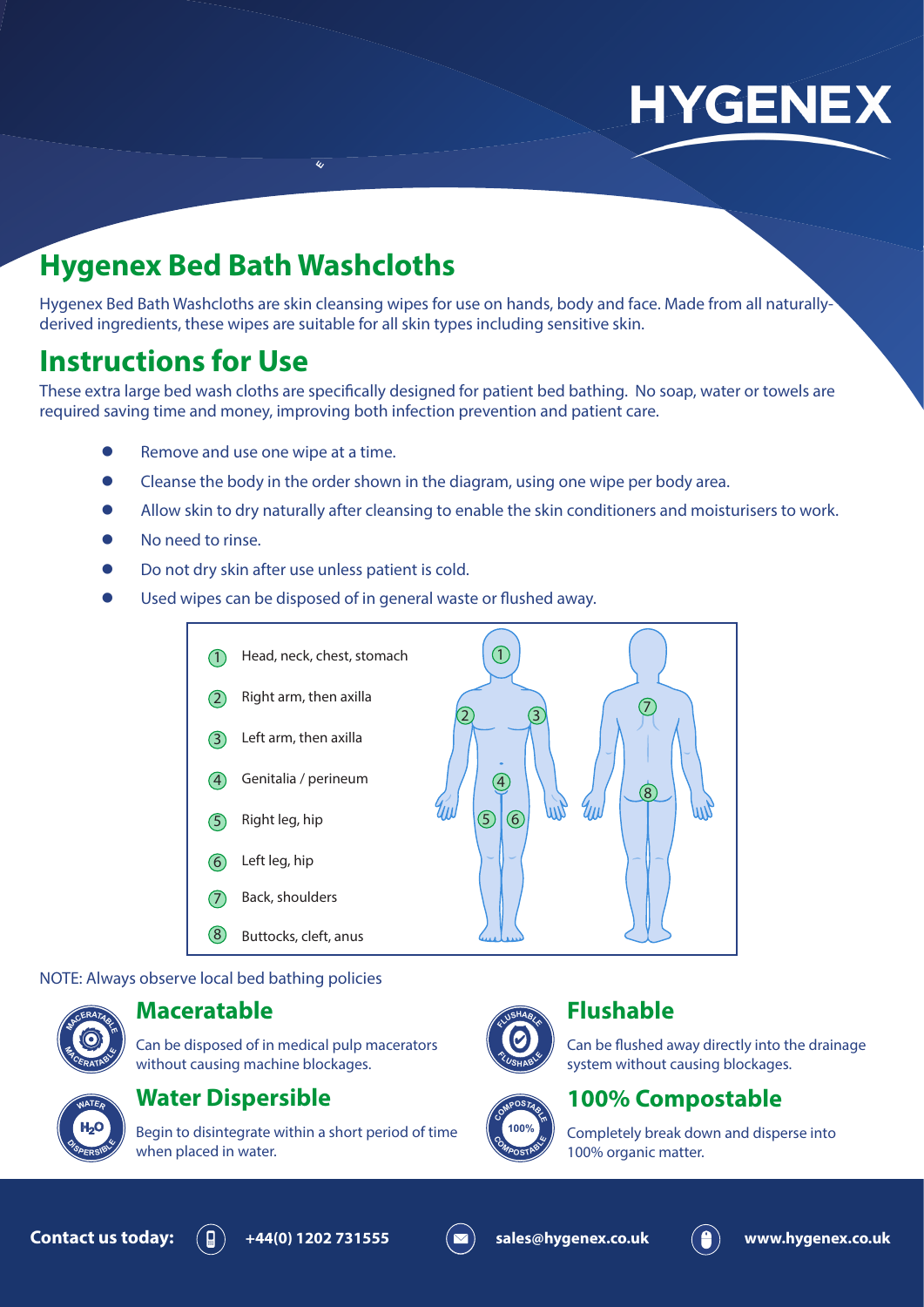# HYGENEX

## Hygenex Bed Bath Washcloths

Hygenex Bed Bath Washcloths are skin cleansing wipes for use on hands, body and face. Made from all naturally-derived ingredients, these wipes are suitable for all skin types including sensitive skin.

## Instructions for Use

These extra large bed wash cloths are specifically designed for patient bed bathing. No soap, water or towels are required saving time and money, improving both infection prevention and patient care.

- Remove and use one wipe at a time.
- Cleanse the body in the order shown in the diagram, using one wipe per body area.
- Allow skin to dry naturally after cleansing to enable the skin conditioners and moisturisers to work.
- No need to rinse.
- Do not dry skin after use unless patient is cold.
- Used wipes can be disposed of in general waste or flushed away.

1. Head, neck, chest, stomach
2. Right arm, then axilla
3. Left arm, then axilla
4. Genitalia / perineum
5. Right leg, hip
6. Left leg, hip
7. Back, shoulders
8. Buttocks, cleft, anus

NOTE: Always observe local bed bathing policies

### Maceratable

Can be disposed of in medical pulp macerators without causing machine blockages.

### Flushable

Can be flushed away directly into the drainage system without causing blockages.

### Water Dispersible

Begin to disintegrate within a short period of time when placed in water.

### 100% Compostable

Completely break down and disperse into 100% organic matter.

**Contact us today:** **+44(0) 1202 731555** **sales@hygenex.co.uk** **www.hygenex.co.uk**